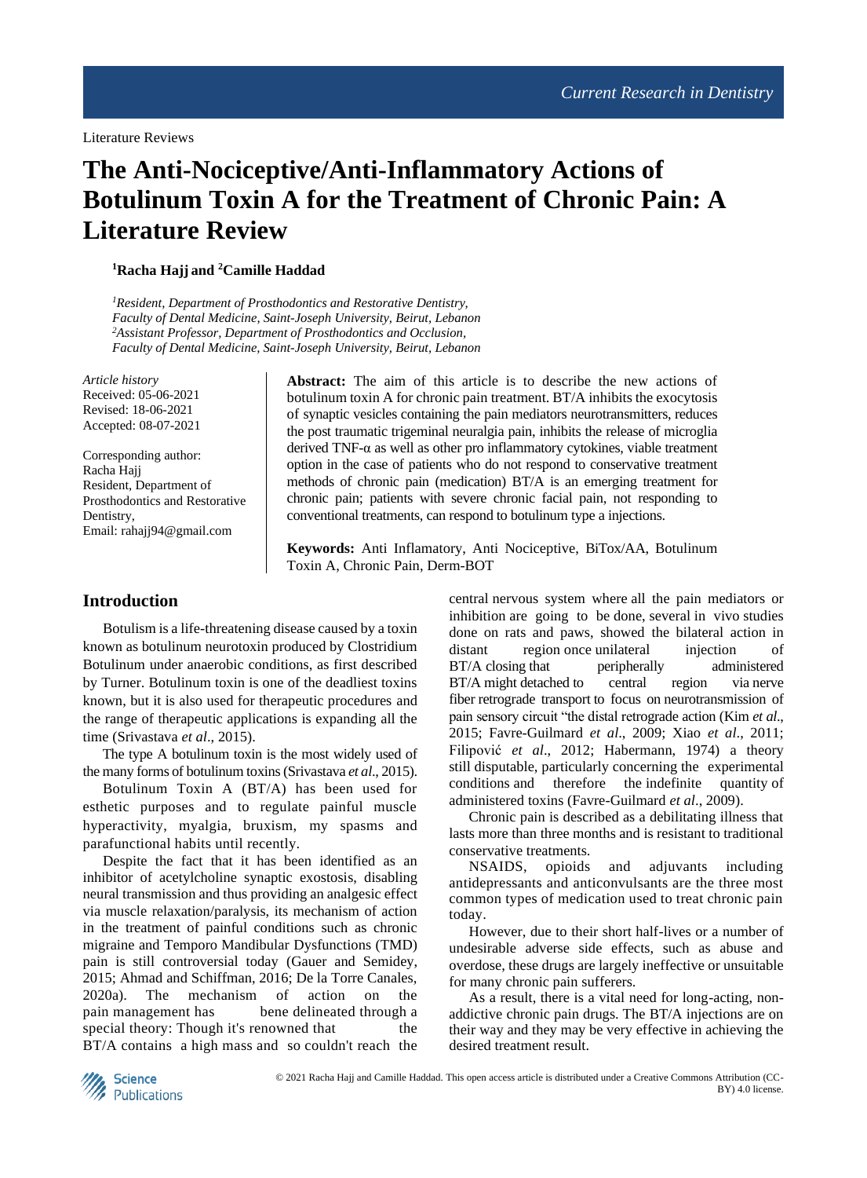Literature Reviews

# The Anti-Nociceptive/Anti-Inflammatory Actions of Botulinum Toxin A for the Treatment of Chronic Pain: A Literature Review

**[1]Racha Hajj and [2]Camille Haddad**

*[1]Resident, Department of Prosthodontics and Restorative Dentistry, Faculty of Dental Medicine, Saint-Joseph University, Beirut, Lebanon*
*[2]Assistant Professor, Department of Prosthodontics and Occlusion, Faculty of Dental Medicine, Saint-Joseph University, Beirut, Lebanon*

*Article history*
Received: 05-06-2021
Revised: 18-06-2021
Accepted: 08-07-2021

Corresponding author:
Racha Hajj
Resident, Department of Prosthodontics and Restorative Dentistry,
Email: rahajj94@gmail.com

**Abstract:** The aim of this article is to describe the new actions of botulinum toxin A for chronic pain treatment. BT/A inhibits the exocytosis of synaptic vesicles containing the pain mediators neurotransmitters, reduces the post traumatic trigeminal neuralgia pain, inhibits the release of microglia derived TNF-α as well as other pro inflammatory cytokines, viable treatment option in the case of patients who do not respond to conservative treatment methods of chronic pain (medication) BT/A is an emerging treatment for chronic pain; patients with severe chronic facial pain, not responding to conventional treatments, can respond to botulinum type a injections.

**Keywords:** Anti Inflamatory, Anti Nociceptive, BiTox/AA, Botulinum Toxin A, Chronic Pain, Derm-BOT

## Introduction

Botulism is a life-threatening disease caused by a toxin known as botulinum neurotoxin produced by Clostridium Botulinum under anaerobic conditions, as first described by Turner. Botulinum toxin is one of the deadliest toxins known, but it is also used for therapeutic procedures and the range of therapeutic applications is expanding all the time (Srivastava *et al*., 2015).

The type A botulinum toxin is the most widely used of the many forms of botulinum toxins (Srivastava *et al*., 2015).

Botulinum Toxin A (BT/A) has been used for esthetic purposes and to regulate painful muscle hyperactivity, myalgia, bruxism, my spasms and parafunctional habits until recently.

Despite the fact that it has been identified as an inhibitor of acetylcholine synaptic exostosis, disabling neural transmission and thus providing an analgesic effect via muscle relaxation/paralysis, its mechanism of action in the treatment of painful conditions such as chronic migraine and Temporo Mandibular Dysfunctions (TMD) pain is still controversial today (Gauer and Semidey, 2015; Ahmad and Schiffman, 2016; De la Torre Canales, 2020a). The mechanism of action on the pain management has bene delineated through a special theory: Though it's renowned that the BT/A contains a high mass and so couldn't reach the central nervous system where all the pain mediators or inhibition are going to be done, several in vivo studies done on rats and paws, showed the bilateral action in distant region once unilateral injection of BT/A closing that peripherally administered BT/A might detached to central region via nerve fiber retrograde transport to focus on neurotransmission of pain sensory circuit "the distal retrograde action (Kim *et al*., 2015; Favre-Guilmard *et al*., 2009; Xiao *et al*., 2011; Filipović *et al*., 2012; Habermann, 1974) a theory still disputable, particularly concerning the experimental conditions and therefore the indefinite quantity of administered toxins (Favre-Guilmard *et al*., 2009).

Chronic pain is described as a debilitating illness that lasts more than three months and is resistant to traditional conservative treatments.

NSAIDS, opioids and adjuvants including antidepressants and anticonvulsants are the three most common types of medication used to treat chronic pain today.

However, due to their short half-lives or a number of undesirable adverse side effects, such as abuse and overdose, these drugs are largely ineffective or unsuitable for many chronic pain sufferers.

As a result, there is a vital need for long-acting, non-addictive chronic pain drugs. The BT/A injections are on their way and they may be very effective in achieving the desired treatment result.

© 2021 Racha Hajj and Camille Haddad. This open access article is distributed under a Creative Commons Attribution (CC-BY) 4.0 license.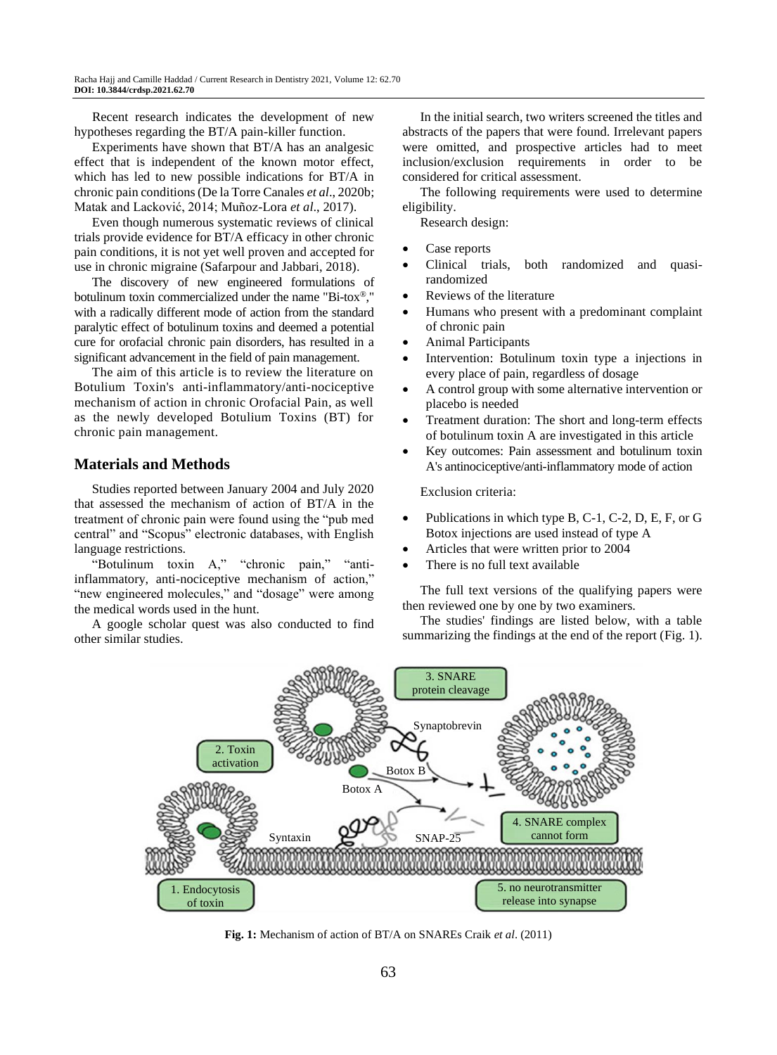Recent research indicates the development of new hypotheses regarding the BT/A pain-killer function.

Experiments have shown that BT/A has an analgesic effect that is independent of the known motor effect, which has led to new possible indications for BT/A in chronic pain conditions (De la Torre Canales *et al*., 2020b; Matak and Lacković, 2014; Muñoz-Lora *et al*., 2017).

Even though numerous systematic reviews of clinical trials provide evidence for BT/A efficacy in other chronic pain conditions, it is not yet well proven and accepted for use in chronic migraine (Safarpour and Jabbari, 2018).

The discovery of new engineered formulations of botulinum toxin commercialized under the name "Bi-tox®," with a radically different mode of action from the standard paralytic effect of botulinum toxins and deemed a potential cure for orofacial chronic pain disorders, has resulted in a significant advancement in the field of pain management.

The aim of this article is to review the literature on Botulium Toxin's anti-inflammatory/anti-nociceptive mechanism of action in chronic Orofacial Pain, as well as the newly developed Botulium Toxins (BT) for chronic pain management.

## Materials and Methods

Studies reported between January 2004 and July 2020 that assessed the mechanism of action of BT/A in the treatment of chronic pain were found using the "pub med central" and "Scopus" electronic databases, with English language restrictions.

"Botulinum toxin A," "chronic pain," "anti-inflammatory, anti-nociceptive mechanism of action," "new engineered molecules," and "dosage" were among the medical words used in the hunt.

A google scholar quest was also conducted to find other similar studies.

In the initial search, two writers screened the titles and abstracts of the papers that were found. Irrelevant papers were omitted, and prospective articles had to meet inclusion/exclusion requirements in order to be considered for critical assessment.

The following requirements were used to determine eligibility.

Research design:

- Case reports
- Clinical trials, both randomized and quasi-randomized
- Reviews of the literature
- Humans who present with a predominant complaint of chronic pain
- Animal Participants
- Intervention: Botulinum toxin type a injections in every place of pain, regardless of dosage
- A control group with some alternative intervention or placebo is needed
- Treatment duration: The short and long-term effects of botulinum toxin A are investigated in this article
- Key outcomes: Pain assessment and botulinum toxin A's antinociceptive/anti-inflammatory mode of action

Exclusion criteria:

- Publications in which type B, C-1, C-2, D, E, F, or G Botox injections are used instead of type A
- Articles that were written prior to 2004
- There is no full text available

The full text versions of the qualifying papers were then reviewed one by one by two examiners.

The studies' findings are listed below, with a table summarizing the findings at the end of the report (Fig. 1).

**Fig. 1:** Mechanism of action of BT/A on SNAREs Craik *et al*. (2011)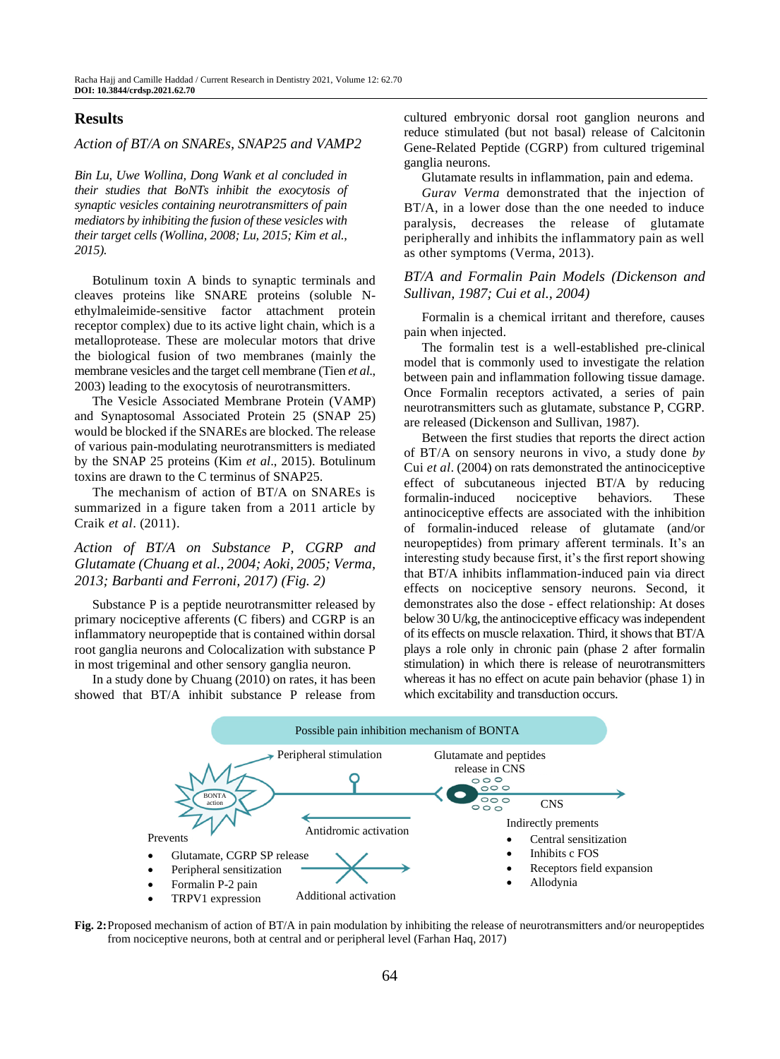## Results

### *Action of BT/A on SNAREs, SNAP25 and VAMP2*

*Bin Lu, Uwe Wollina, Dong Wank et al concluded in their studies that BoNTs inhibit the exocytosis of synaptic vesicles containing neurotransmitters of pain mediators by inhibiting the fusion of these vesicles with their target cells (Wollina, 2008; Lu, 2015; Kim et al., 2015).*

Botulinum toxin A binds to synaptic terminals and cleaves proteins like SNARE proteins (soluble N-ethylmaleimide-sensitive factor attachment protein receptor complex) due to its active light chain, which is a metalloprotease. These are molecular motors that drive the biological fusion of two membranes (mainly the membrane vesicles and the target cell membrane (Tien *et al*., 2003) leading to the exocytosis of neurotransmitters.

The Vesicle Associated Membrane Protein (VAMP) and Synaptosomal Associated Protein 25 (SNAP 25) would be blocked if the SNAREs are blocked. The release of various pain-modulating neurotransmitters is mediated by the SNAP 25 proteins (Kim *et al*., 2015). Botulinum toxins are drawn to the C terminus of SNAP25.

The mechanism of action of BT/A on SNAREs is summarized in a figure taken from a 2011 article by Craik *et al*. (2011).

### *Action of BT/A on Substance P, CGRP and Glutamate (Chuang et al., 2004; Aoki, 2005; Verma, 2013; Barbanti and Ferroni, 2017) (Fig. 2)*

Substance P is a peptide neurotransmitter released by primary nociceptive afferents (C fibers) and CGRP is an inflammatory neuropeptide that is contained within dorsal root ganglia neurons and Colocalization with substance P in most trigeminal and other sensory ganglia neuron.

In a study done by Chuang (2010) on rates, it has been showed that BT/A inhibit substance P release from cultured embryonic dorsal root ganglion neurons and reduce stimulated (but not basal) release of Calcitonin Gene-Related Peptide (CGRP) from cultured trigeminal ganglia neurons.

Glutamate results in inflammation, pain and edema.

*Gurav Verma* demonstrated that the injection of BT/A, in a lower dose than the one needed to induce paralysis, decreases the release of glutamate peripherally and inhibits the inflammatory pain as well as other symptoms (Verma, 2013).

### *BT/A and Formalin Pain Models (Dickenson and Sullivan, 1987; Cui et al., 2004)*

Formalin is a chemical irritant and therefore, causes pain when injected.

The formalin test is a well-established pre-clinical model that is commonly used to investigate the relation between pain and inflammation following tissue damage. Once Formalin receptors activated, a series of pain neurotransmitters such as glutamate, substance P, CGRP. are released (Dickenson and Sullivan, 1987).

Between the first studies that reports the direct action of BT/A on sensory neurons in vivo, a study done *by* Cui *et al*. (2004) on rats demonstrated the antinociceptive effect of subcutaneous injected BT/A by reducing formalin-induced nociceptive behaviors. These antinociceptive effects are associated with the inhibition of formalin-induced release of glutamate (and/or neuropeptides) from primary afferent terminals. It's an interesting study because first, it's the first report showing that BT/A inhibits inflammation-induced pain via direct effects on nociceptive sensory neurons. Second, it demonstrates also the dose - effect relationship: At doses below 30 U/kg, the antinociceptive efficacy was independent of its effects on muscle relaxation. Third, it shows that BT/A plays a role only in chronic pain (phase 2 after formalin stimulation) in which there is release of neurotransmitters whereas it has no effect on acute pain behavior (phase 1) in which excitability and transduction occurs.

Possible pain inhibition mechanism of BONTA

BONTA action — Peripheral stimulation — Antidromic activation — Glutamate and peptides release in CNS — CNS — Additional activation

Prevents
- Glutamate, CGRP SP release
- Peripheral sensitization
- Formalin P-2 pain
- TRPV1 expression

Indirectly prements
- Central sensitization
- Inhibits c FOS
- Receptors field expansion
- Allodynia

**Fig. 2:** Proposed mechanism of action of BT/A in pain modulation by inhibiting the release of neurotransmitters and/or neuropeptides from nociceptive neurons, both at central and or peripheral level (Farhan Haq, 2017)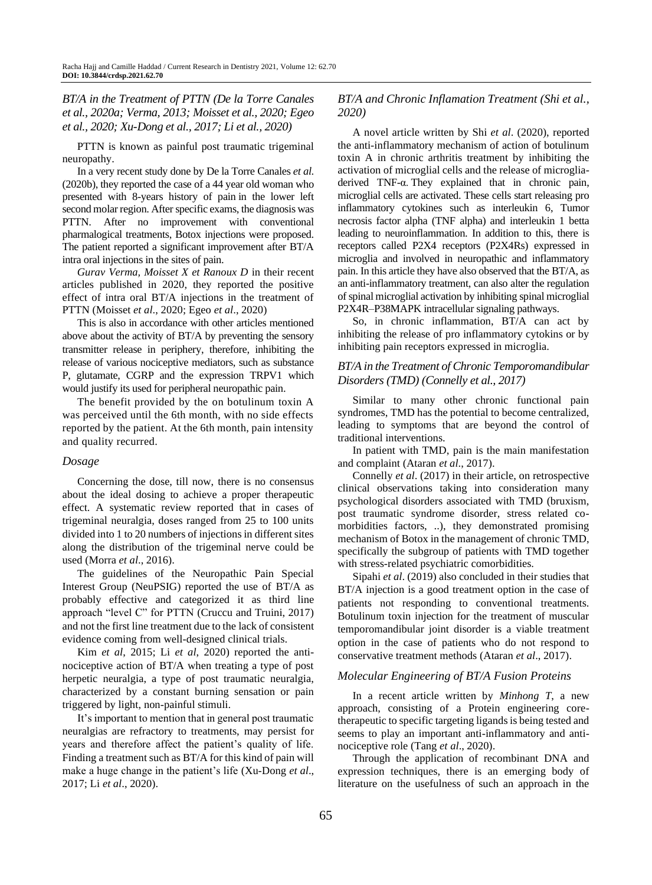### *BT/A in the Treatment of PTTN (De la Torre Canales et al., 2020a; Verma, 2013; Moisset et al., 2020; Egeo et al., 2020; Xu-Dong et al., 2017; Li et al., 2020)*

PTTN is known as painful post traumatic trigeminal neuropathy.

In a very recent study done by De la Torre Canales *et al.* (2020b), they reported the case of a 44 year old woman who presented with 8-years history of pain in the lower left second molar region. After specific exams, the diagnosis was PTTN. After no improvement with conventional pharmalogical treatments, Botox injections were proposed. The patient reported a significant improvement after BT/A intra oral injections in the sites of pain.

*Gurav Verma, Moisset X et Ranoux D* in their recent articles published in 2020, they reported the positive effect of intra oral BT/A injections in the treatment of PTTN (Moisset *et al*., 2020; Egeo *et al*., 2020)

This is also in accordance with other articles mentioned above about the activity of BT/A by preventing the sensory transmitter release in periphery, therefore, inhibiting the release of various nociceptive mediators, such as substance P, glutamate, CGRP and the expression TRPV1 which would justify its used for peripheral neuropathic pain.

The benefit provided by the on botulinum toxin A was perceived until the 6th month, with no side effects reported by the patient. At the 6th month, pain intensity and quality recurred.

### *Dosage*

Concerning the dose, till now, there is no consensus about the ideal dosing to achieve a proper therapeutic effect. A systematic review reported that in cases of trigeminal neuralgia, doses ranged from 25 to 100 units divided into 1 to 20 numbers of injections in different sites along the distribution of the trigeminal nerve could be used (Morra *et al*., 2016).

The guidelines of the Neuropathic Pain Special Interest Group (NeuPSIG) reported the use of BT/A as probably effective and categorized it as third line approach "level C" for PTTN (Cruccu and Truini, 2017) and not the first line treatment due to the lack of consistent evidence coming from well-designed clinical trials.

Kim *et al*, 2015; Li *et al*, 2020) reported the anti-nociceptive action of BT/A when treating a type of post herpetic neuralgia, a type of post traumatic neuralgia, characterized by a constant burning sensation or pain triggered by light, non-painful stimuli.

It's important to mention that in general post traumatic neuralgias are refractory to treatments, may persist for years and therefore affect the patient's quality of life. Finding a treatment such as BT/A for this kind of pain will make a huge change in the patient's life (Xu-Dong *et al*., 2017; Li *et al*., 2020).

### *BT/A and Chronic Inflamation Treatment (Shi et al., 2020)*

A novel article written by Shi *et al*. (2020), reported the anti-inflammatory mechanism of action of botulinum toxin A in chronic arthritis treatment by inhibiting the activation of microglial cells and the release of microglia-derived TNF-α. They explained that in chronic pain, microglial cells are activated. These cells start releasing pro inflammatory cytokines such as interleukin 6, Tumor necrosis factor alpha (TNF alpha) and interleukin 1 betta leading to neuroinflammation. In addition to this, there is receptors called P2X4 receptors (P2X4Rs) expressed in microglia and involved in neuropathic and inflammatory pain. In this article they have also observed that the BT/A, as an anti-inflammatory treatment, can also alter the regulation of spinal microglial activation by inhibiting spinal microglial P2X4R–P38MAPK intracellular signaling pathways.

So, in chronic inflammation, BT/A can act by inhibiting the release of pro inflammatory cytokins or by inhibiting pain receptors expressed in microglia.

### *BT/A in the Treatment of Chronic Temporomandibular Disorders (TMD) (Connelly et al., 2017)*

Similar to many other chronic functional pain syndromes, TMD has the potential to become centralized, leading to symptoms that are beyond the control of traditional interventions.

In patient with TMD, pain is the main manifestation and complaint (Ataran *et al*., 2017).

Connelly *et al*. (2017) in their article, on retrospective clinical observations taking into consideration many psychological disorders associated with TMD (bruxism, post traumatic syndrome disorder, stress related co-morbidities factors, ..), they demonstrated promising mechanism of Botox in the management of chronic TMD, specifically the subgroup of patients with TMD together with stress-related psychiatric comorbidities.

Sipahi *et al*. (2019) also concluded in their studies that BT/A injection is a good treatment option in the case of patients not responding to conventional treatments. Botulinum toxin injection for the treatment of muscular temporomandibular joint disorder is a viable treatment option in the case of patients who do not respond to conservative treatment methods (Ataran *et al*., 2017).

### *Molecular Engineering of BT/A Fusion Proteins*

In a recent article written by *Minhong T*, a new approach, consisting of a Protein engineering core-therapeutic to specific targeting ligands is being tested and seems to play an important anti-inflammatory and anti-nociceptive role (Tang *et al*., 2020).

Through the application of recombinant DNA and expression techniques, there is an emerging body of literature on the usefulness of such an approach in the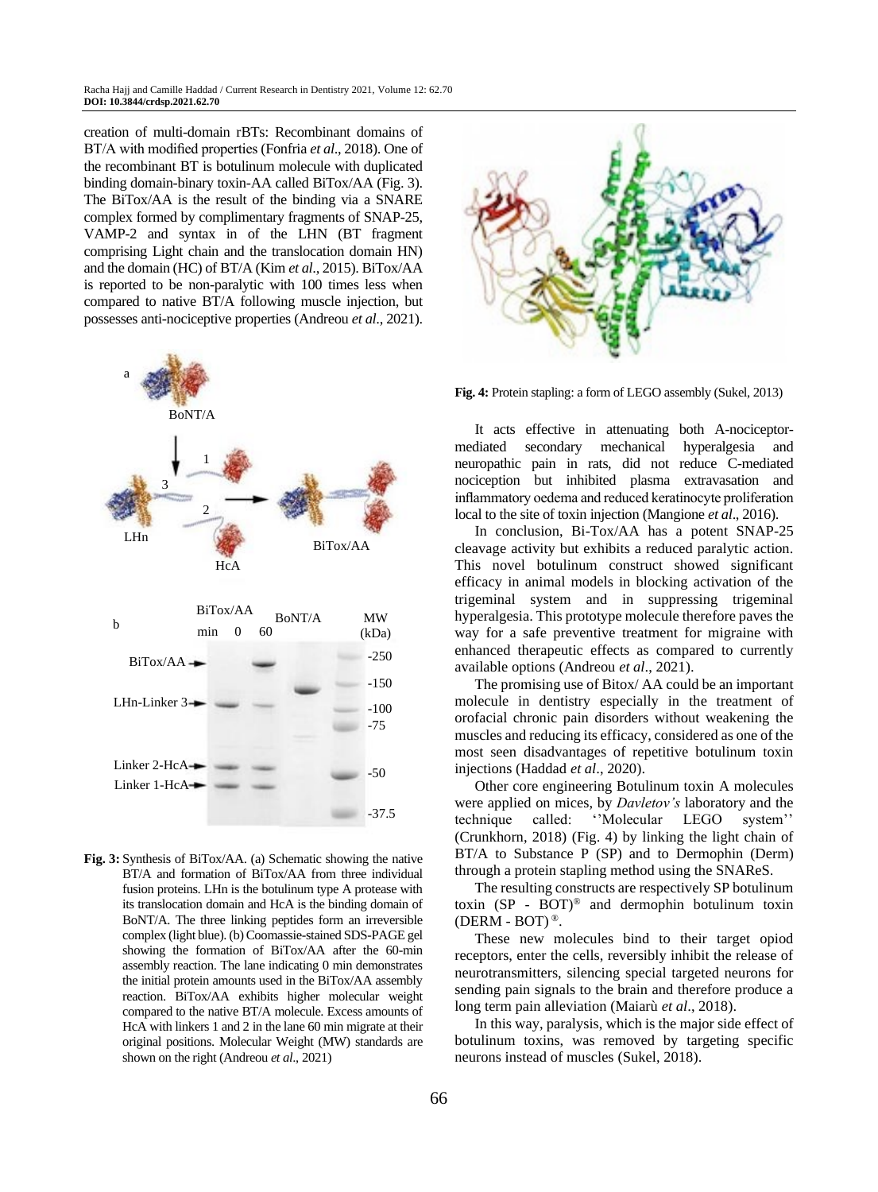creation of multi-domain rBTs: Recombinant domains of BT/A with modified properties (Fonfria *et al*., 2018). One of the recombinant BT is botulinum molecule with duplicated binding domain-binary toxin-AA called BiTox/AA (Fig. 3). The BiTox/AA is the result of the binding via a SNARE complex formed by complimentary fragments of SNAP-25, VAMP-2 and syntax in of the LHN (BT fragment comprising Light chain and the translocation domain HN) and the domain (HC) of BT/A (Kim *et al*., 2015). BiTox/AA is reported to be non-paralytic with 100 times less when compared to native BT/A following muscle injection, but possesses anti-nociceptive properties (Andreou *et al*., 2021).

**Fig. 3:** Synthesis of BiTox/AA. (a) Schematic showing the native BT/A and formation of BiTox/AA from three individual fusion proteins. LHn is the botulinum type A protease with its translocation domain and HcA is the binding domain of BoNT/A. The three linking peptides form an irreversible complex (light blue). (b) Coomassie-stained SDS-PAGE gel showing the formation of BiTox/AA after the 60-min assembly reaction. The lane indicating 0 min demonstrates the initial protein amounts used in the BiTox/AA assembly reaction. BiTox/AA exhibits higher molecular weight compared to the native BT/A molecule. Excess amounts of HcA with linkers 1 and 2 in the lane 60 min migrate at their original positions. Molecular Weight (MW) standards are shown on the right (Andreou *et al*., 2021)

**Fig. 4:** Protein stapling: a form of LEGO assembly (Sukel, 2013)

It acts effective in attenuating both A-nociceptor-mediated secondary mechanical hyperalgesia and neuropathic pain in rats, did not reduce C-mediated nociception but inhibited plasma extravasation and inflammatory oedema and reduced keratinocyte proliferation local to the site of toxin injection (Mangione *et al*., 2016).

In conclusion, Bi-Tox/AA has a potent SNAP-25 cleavage activity but exhibits a reduced paralytic action. This novel botulinum construct showed significant efficacy in animal models in blocking activation of the trigeminal system and in suppressing trigeminal hyperalgesia. This prototype molecule therefore paves the way for a safe preventive treatment for migraine with enhanced therapeutic effects as compared to currently available options (Andreou *et al*., 2021).

The promising use of Bitox/ AA could be an important molecule in dentistry especially in the treatment of orofacial chronic pain disorders without weakening the muscles and reducing its efficacy, considered as one of the most seen disadvantages of repetitive botulinum toxin injections (Haddad *et al*., 2020).

Other core engineering Botulinum toxin A molecules were applied on mices, by *Davletov's* laboratory and the technique called: ''Molecular LEGO system'' (Crunkhorn, 2018) (Fig. 4) by linking the light chain of BT/A to Substance P (SP) and to Dermophin (Derm) through a protein stapling method using the SNAReS.

The resulting constructs are respectively SP botulinum toxin (SP - BOT)® and dermophin botulinum toxin (DERM - BOT)®.

These new molecules bind to their target opiod receptors, enter the cells, reversibly inhibit the release of neurotransmitters, silencing special targeted neurons for sending pain signals to the brain and therefore produce a long term pain alleviation (Maiarù *et al*., 2018).

In this way, paralysis, which is the major side effect of botulinum toxins, was removed by targeting specific neurons instead of muscles (Sukel, 2018).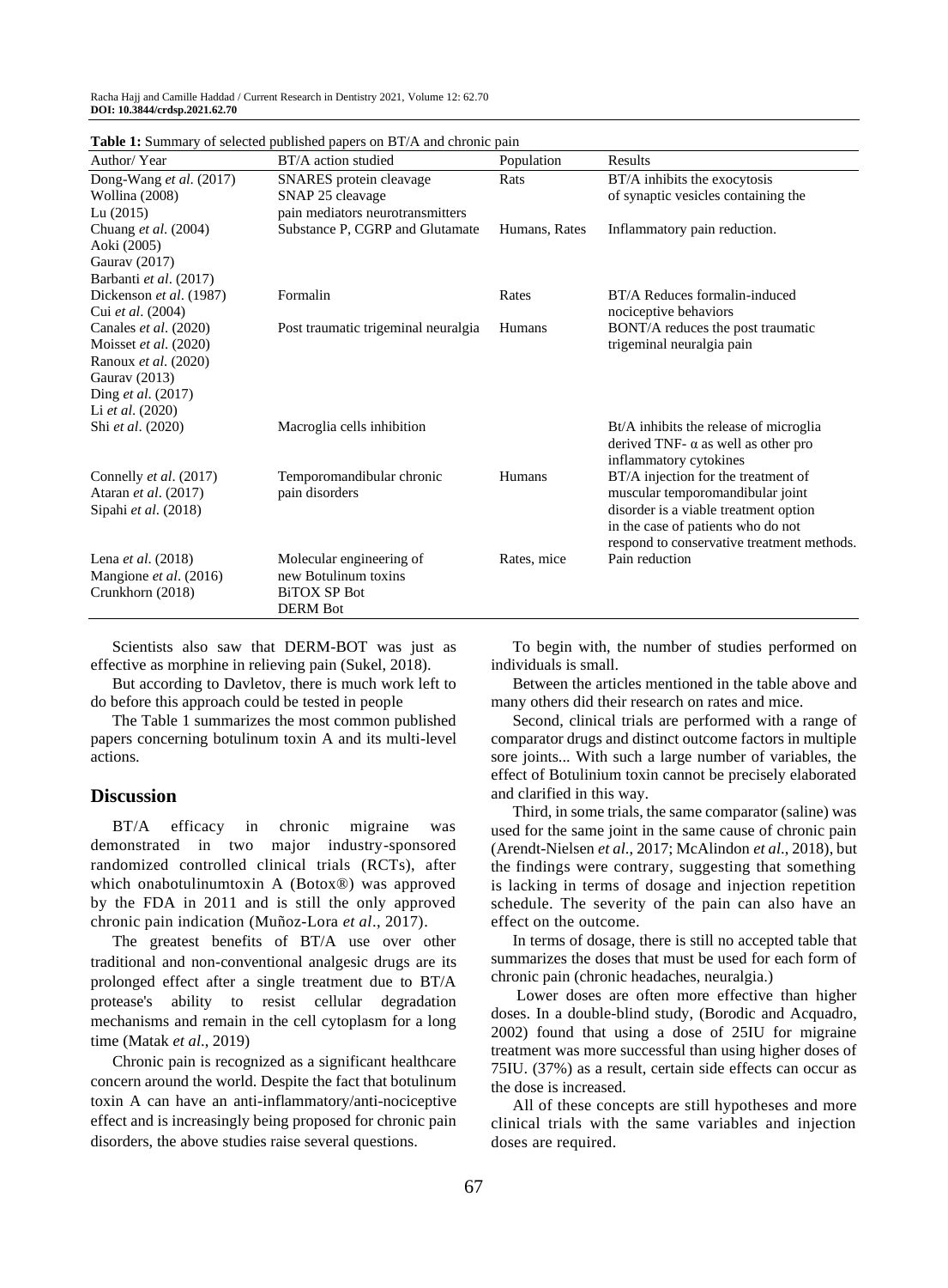**Table 1:** Summary of selected published papers on BT/A and chronic pain

| Author/ Year | BT/A action studied | Population | Results |
|---|---|---|---|
| Dong-Wang *et al.* (2017)<br>Wollina (2008)<br>Lu (2015) | SNARES protein cleavage<br>SNAP 25 cleavage<br>pain mediators neurotransmitters | Rats | BT/A inhibits the exocytosis of synaptic vesicles containing the |
| Chuang *et al.* (2004)<br>Aoki (2005)<br>Gaurav (2017)<br>Barbanti *et al*. (2017) | Substance P, CGRP and Glutamate | Humans, Rats | Inflammatory pain reduction. |
| Dickenson *et al*. (1987)<br>Cui *et al*. (2004) | Formalin | Rates | BT/A Reduces formalin-induced nociceptive behaviors |
| Canales *et al*. (2020)<br>Moisset *et al*. (2020)<br>Ranoux *et al*. (2020)<br>Gaurav (2013)<br>Ding *et al*. (2017)<br>Li *et al*. (2020) | Post traumatic trigeminal neuralgia | Humans | BONT/A reduces the post traumatic trigeminal neuralgia pain |
| Shi *et al*. (2020) | Macroglia cells inhibition | | Bt/A inhibits the release of microglia derived TNF- α as well as other pro inflammatory cytokines |
| Connelly *et al*. (2017)<br>Ataran *et al*. (2017)<br>Sipahi *et al*. (2018) | Temporomandibular chronic pain disorders | Humans | BT/A injection for the treatment of muscular temporomandibular joint disorder is a viable treatment option in the case of patients who do not respond to conservative treatment methods. |
| Lena *et al*. (2018)<br>Mangione *et al*. (2016)<br>Crunkhorn (2018) | Molecular engineering of new Botulinum toxins<br>BiTOX SP Bot<br>DERM Bot | Rates, mice | Pain reduction |

Scientists also saw that DERM-BOT was just as effective as morphine in relieving pain (Sukel, 2018).

But according to Davletov, there is much work left to do before this approach could be tested in people

The Table 1 summarizes the most common published papers concerning botulinum toxin A and its multi-level actions.

## Discussion

BT/A efficacy in chronic migraine was demonstrated in two major industry-sponsored randomized controlled clinical trials (RCTs), after which onabotulinumtoxin A (Botox®) was approved by the FDA in 2011 and is still the only approved chronic pain indication (Muñoz-Lora *et al*., 2017).

The greatest benefits of BT/A use over other traditional and non-conventional analgesic drugs are its prolonged effect after a single treatment due to BT/A protease's ability to resist cellular degradation mechanisms and remain in the cell cytoplasm for a long time (Matak *et al*., 2019)

Chronic pain is recognized as a significant healthcare concern around the world. Despite the fact that botulinum toxin A can have an anti-inflammatory/anti-nociceptive effect and is increasingly being proposed for chronic pain disorders, the above studies raise several questions.

To begin with, the number of studies performed on individuals is small.

Between the articles mentioned in the table above and many others did their research on rates and mice.

Second, clinical trials are performed with a range of comparator drugs and distinct outcome factors in multiple sore joints... With such a large number of variables, the effect of Botulinium toxin cannot be precisely elaborated and clarified in this way.

Third, in some trials, the same comparator (saline) was used for the same joint in the same cause of chronic pain (Arendt-Nielsen *et al*., 2017; McAlindon *et al*., 2018), but the findings were contrary, suggesting that something is lacking in terms of dosage and injection repetition schedule. The severity of the pain can also have an effect on the outcome.

In terms of dosage, there is still no accepted table that summarizes the doses that must be used for each form of chronic pain (chronic headaches, neuralgia.)

Lower doses are often more effective than higher doses. In a double-blind study, (Borodic and Acquadro, 2002) found that using a dose of 25IU for migraine treatment was more successful than using higher doses of 75IU. (37%) as a result, certain side effects can occur as the dose is increased.

All of these concepts are still hypotheses and more clinical trials with the same variables and injection doses are required.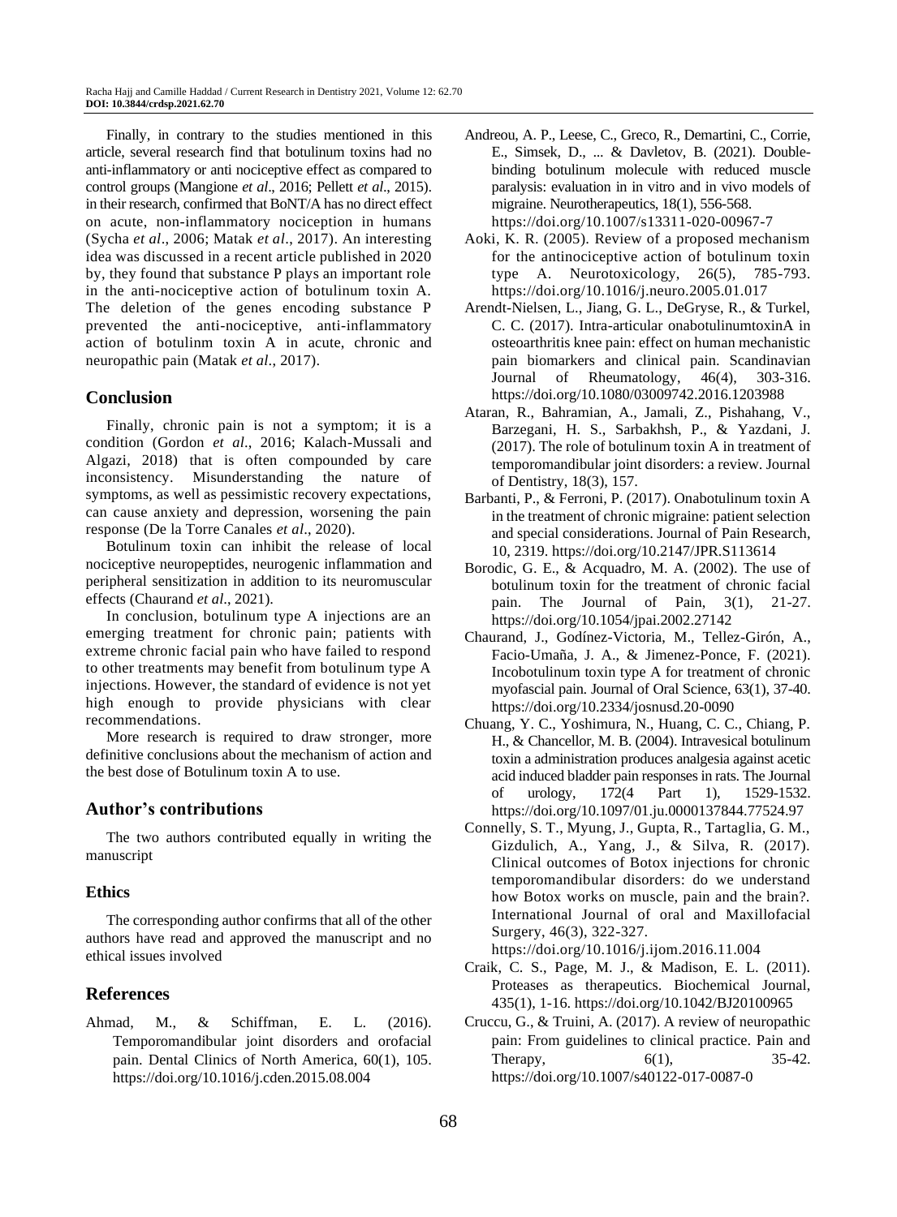Finally, in contrary to the studies mentioned in this article, several research find that botulinum toxins had no anti-inflammatory or anti nociceptive effect as compared to control groups (Mangione *et al*., 2016; Pellett *et al*., 2015). in their research, confirmed that BoNT/A has no direct effect on acute, non-inflammatory nociception in humans (Sycha *et al*., 2006; Matak *et al*., 2017). An interesting idea was discussed in a recent article published in 2020 by, they found that substance P plays an important role in the anti-nociceptive action of botulinum toxin A. The deletion of the genes encoding substance P prevented the anti-nociceptive, anti-inflammatory action of botulinm toxin A in acute, chronic and neuropathic pain (Matak *et al*., 2017).

## Conclusion

Finally, chronic pain is not a symptom; it is a condition (Gordon *et al*., 2016; Kalach-Mussali and Algazi, 2018) that is often compounded by care inconsistency. Misunderstanding the nature of symptoms, as well as pessimistic recovery expectations, can cause anxiety and depression, worsening the pain response (De la Torre Canales *et al*., 2020).

Botulinum toxin can inhibit the release of local nociceptive neuropeptides, neurogenic inflammation and peripheral sensitization in addition to its neuromuscular effects (Chaurand *et al*., 2021).

In conclusion, botulinum type A injections are an emerging treatment for chronic pain; patients with extreme chronic facial pain who have failed to respond to other treatments may benefit from botulinum type A injections. However, the standard of evidence is not yet high enough to provide physicians with clear recommendations.

More research is required to draw stronger, more definitive conclusions about the mechanism of action and the best dose of Botulinum toxin A to use.

## Author's contributions

The two authors contributed equally in writing the manuscript

### Ethics

The corresponding author confirms that all of the other authors have read and approved the manuscript and no ethical issues involved

## References

Ahmad, M., & Schiffman, E. L. (2016). Temporomandibular joint disorders and orofacial pain. Dental Clinics of North America, 60(1), 105. https://doi.org/10.1016/j.cden.2015.08.004

Andreou, A. P., Leese, C., Greco, R., Demartini, C., Corrie, E., Simsek, D., ... & Davletov, B. (2021). Double-binding botulinum molecule with reduced muscle paralysis: evaluation in in vitro and in vivo models of migraine. Neurotherapeutics, 18(1), 556-568. https://doi.org/10.1007/s13311-020-00967-7

Aoki, K. R. (2005). Review of a proposed mechanism for the antinociceptive action of botulinum toxin type A. Neurotoxicology, 26(5), 785-793. https://doi.org/10.1016/j.neuro.2005.01.017

Arendt-Nielsen, L., Jiang, G. L., DeGryse, R., & Turkel, C. C. (2017). Intra-articular onabotulinumtoxinA in osteoarthritis knee pain: effect on human mechanistic pain biomarkers and clinical pain. Scandinavian Journal of Rheumatology, 46(4), 303-316. https://doi.org/10.1080/03009742.2016.1203988

Ataran, R., Bahramian, A., Jamali, Z., Pishahang, V., Barzegani, H. S., Sarbakhsh, P., & Yazdani, J. (2017). The role of botulinum toxin A in treatment of temporomandibular joint disorders: a review. Journal of Dentistry, 18(3), 157.

Barbanti, P., & Ferroni, P. (2017). Onabotulinum toxin A in the treatment of chronic migraine: patient selection and special considerations. Journal of Pain Research, 10, 2319. https://doi.org/10.2147/JPR.S113614

Borodic, G. E., & Acquadro, M. A. (2002). The use of botulinum toxin for the treatment of chronic facial pain. The Journal of Pain, 3(1), 21-27. https://doi.org/10.1054/jpai.2002.27142

Chaurand, J., Godínez-Victoria, M., Tellez-Girón, A., Facio-Umaña, J. A., & Jimenez-Ponce, F. (2021). Incobotulinum toxin type A for treatment of chronic myofascial pain. Journal of Oral Science, 63(1), 37-40. https://doi.org/10.2334/josnusd.20-0090

Chuang, Y. C., Yoshimura, N., Huang, C. C., Chiang, P. H., & Chancellor, M. B. (2004). Intravesical botulinum toxin a administration produces analgesia against acetic acid induced bladder pain responses in rats. The Journal of urology, 172(4 Part 1), 1529-1532. https://doi.org/10.1097/01.ju.0000137844.77524.97

Connelly, S. T., Myung, J., Gupta, R., Tartaglia, G. M., Gizdulich, A., Yang, J., & Silva, R. (2017). Clinical outcomes of Botox injections for chronic temporomandibular disorders: do we understand how Botox works on muscle, pain and the brain?. International Journal of oral and Maxillofacial Surgery, 46(3), 322-327. https://doi.org/10.1016/j.ijom.2016.11.004

Craik, C. S., Page, M. J., & Madison, E. L. (2011). Proteases as therapeutics. Biochemical Journal, 435(1), 1-16. https://doi.org/10.1042/BJ20100965

Cruccu, G., & Truini, A. (2017). A review of neuropathic pain: From guidelines to clinical practice. Pain and Therapy, 6(1), 35-42. https://doi.org/10.1007/s40122-017-0087-0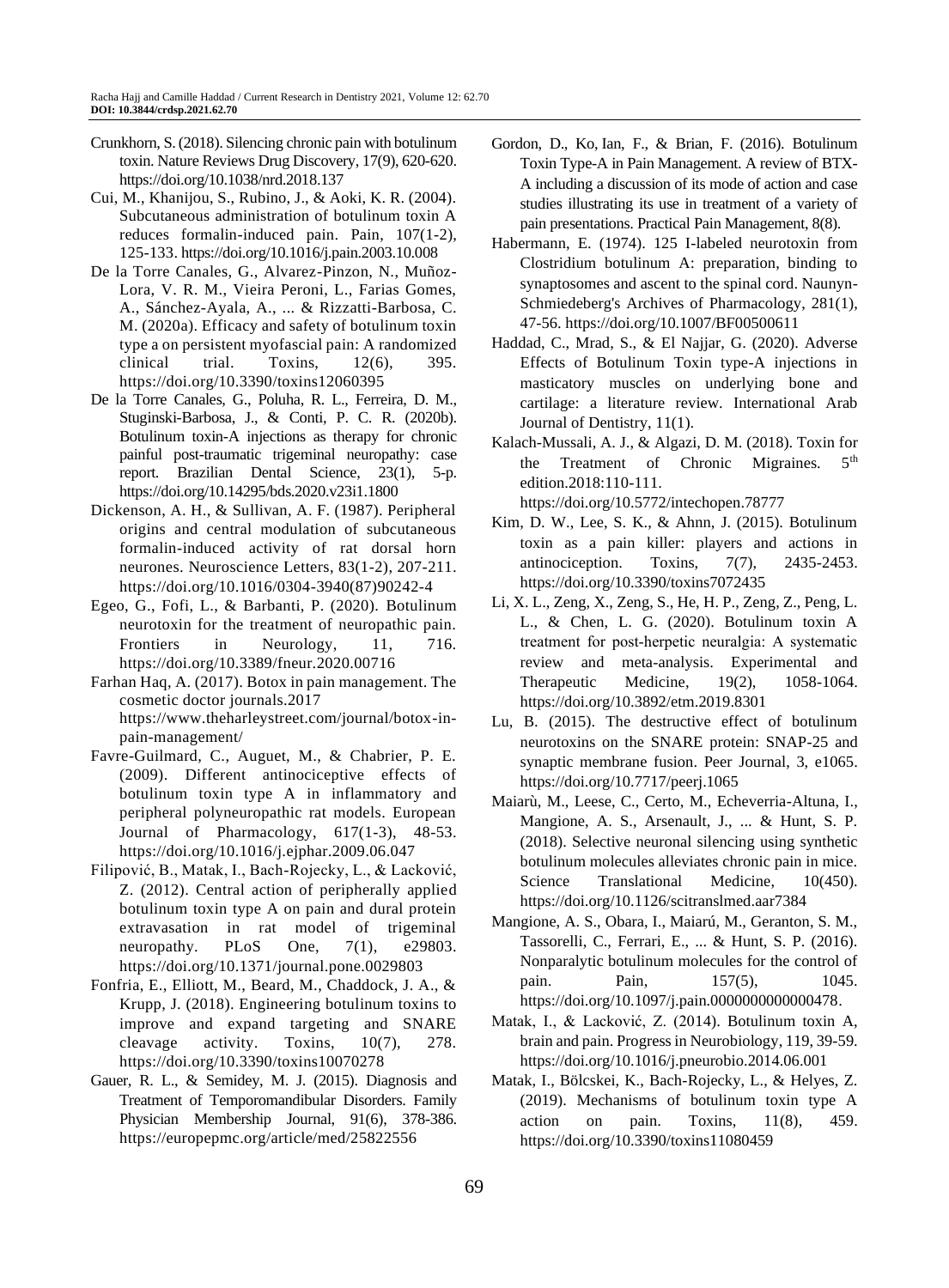Crunkhorn, S. (2018). Silencing chronic pain with botulinum toxin. Nature Reviews Drug Discovery, 17(9), 620-620. https://doi.org/10.1038/nrd.2018.137

Cui, M., Khanijou, S., Rubino, J., & Aoki, K. R. (2004). Subcutaneous administration of botulinum toxin A reduces formalin-induced pain. Pain, 107(1-2), 125-133. https://doi.org/10.1016/j.pain.2003.10.008

De la Torre Canales, G., Alvarez-Pinzon, N., Muñoz-Lora, V. R. M., Vieira Peroni, L., Farias Gomes, A., Sánchez-Ayala, A., ... & Rizzatti-Barbosa, C. M. (2020a). Efficacy and safety of botulinum toxin type a on persistent myofascial pain: A randomized clinical trial. Toxins, 12(6), 395. https://doi.org/10.3390/toxins12060395

De la Torre Canales, G., Poluha, R. L., Ferreira, D. M., Stuginski-Barbosa, J., & Conti, P. C. R. (2020b). Botulinum toxin-A injections as therapy for chronic painful post-traumatic trigeminal neuropathy: case report. Brazilian Dental Science, 23(1), 5-p. https://doi.org/10.14295/bds.2020.v23i1.1800

Dickenson, A. H., & Sullivan, A. F. (1987). Peripheral origins and central modulation of subcutaneous formalin-induced activity of rat dorsal horn neurones. Neuroscience Letters, 83(1-2), 207-211. https://doi.org/10.1016/0304-3940(87)90242-4

Egeo, G., Fofi, L., & Barbanti, P. (2020). Botulinum neurotoxin for the treatment of neuropathic pain. Frontiers in Neurology, 11, 716. https://doi.org/10.3389/fneur.2020.00716

Farhan Haq, A. (2017). Botox in pain management. The cosmetic doctor journals.2017 https://www.theharleystreet.com/journal/botox-in-pain-management/

Favre-Guilmard, C., Auguet, M., & Chabrier, P. E. (2009). Different antinociceptive effects of botulinum toxin type A in inflammatory and peripheral polyneuropathic rat models. European Journal of Pharmacology, 617(1-3), 48-53. https://doi.org/10.1016/j.ejphar.2009.06.047

Filipović, B., Matak, I., Bach-Rojecky, L., & Lacković, Z. (2012). Central action of peripherally applied botulinum toxin type A on pain and dural protein extravasation in rat model of trigeminal neuropathy. PLoS One, 7(1), e29803. https://doi.org/10.1371/journal.pone.0029803

Fonfria, E., Elliott, M., Beard, M., Chaddock, J. A., & Krupp, J. (2018). Engineering botulinum toxins to improve and expand targeting and SNARE cleavage activity. Toxins, 10(7), 278. https://doi.org/10.3390/toxins10070278

Gauer, R. L., & Semidey, M. J. (2015). Diagnosis and Treatment of Temporomandibular Disorders. Family Physician Membership Journal, 91(6), 378-386. https://europepmc.org/article/med/25822556

Gordon, D., Ko, Ian, F., & Brian, F. (2016). Botulinum Toxin Type-A in Pain Management. A review of BTX-A including a discussion of its mode of action and case studies illustrating its use in treatment of a variety of pain presentations. Practical Pain Management, 8(8).

Habermann, E. (1974). 125 I-labeled neurotoxin from Clostridium botulinum A: preparation, binding to synaptosomes and ascent to the spinal cord. Naunyn-Schmiedeberg's Archives of Pharmacology, 281(1), 47-56. https://doi.org/10.1007/BF00500611

Haddad, C., Mrad, S., & El Najjar, G. (2020). Adverse Effects of Botulinum Toxin type-A injections in masticatory muscles on underlying bone and cartilage: a literature review. International Arab Journal of Dentistry, 11(1).

Kalach-Mussali, A. J., & Algazi, D. M. (2018). Toxin for the Treatment of Chronic Migraines. 5th edition.2018:110-111. https://doi.org/10.5772/intechopen.78777

Kim, D. W., Lee, S. K., & Ahnn, J. (2015). Botulinum toxin as a pain killer: players and actions in antinociception. Toxins, 7(7), 2435-2453. https://doi.org/10.3390/toxins7072435

Li, X. L., Zeng, X., Zeng, S., He, H. P., Zeng, Z., Peng, L. L., & Chen, L. G. (2020). Botulinum toxin A treatment for post-herpetic neuralgia: A systematic review and meta-analysis. Experimental and Therapeutic Medicine, 19(2), 1058-1064. https://doi.org/10.3892/etm.2019.8301

Lu, B. (2015). The destructive effect of botulinum neurotoxins on the SNARE protein: SNAP-25 and synaptic membrane fusion. Peer Journal, 3, e1065. https://doi.org/10.7717/peerj.1065

Maiarù, M., Leese, C., Certo, M., Echeverria-Altuna, I., Mangione, A. S., Arsenault, J., ... & Hunt, S. P. (2018). Selective neuronal silencing using synthetic botulinum molecules alleviates chronic pain in mice. Science Translational Medicine, 10(450). https://doi.org/10.1126/scitranslmed.aar7384

Mangione, A. S., Obara, I., Maiarú, M., Geranton, S. M., Tassorelli, C., Ferrari, E., ... & Hunt, S. P. (2016). Nonparalytic botulinum molecules for the control of pain. Pain, 157(5), 1045. https://doi.org/10.1097/j.pain.0000000000000478.

Matak, I., & Lacković, Z. (2014). Botulinum toxin A, brain and pain. Progress in Neurobiology, 119, 39-59. https://doi.org/10.1016/j.pneurobio.2014.06.001

Matak, I., Bölcskei, K., Bach-Rojecky, L., & Helyes, Z. (2019). Mechanisms of botulinum toxin type A action on pain. Toxins, 11(8), 459. https://doi.org/10.3390/toxins11080459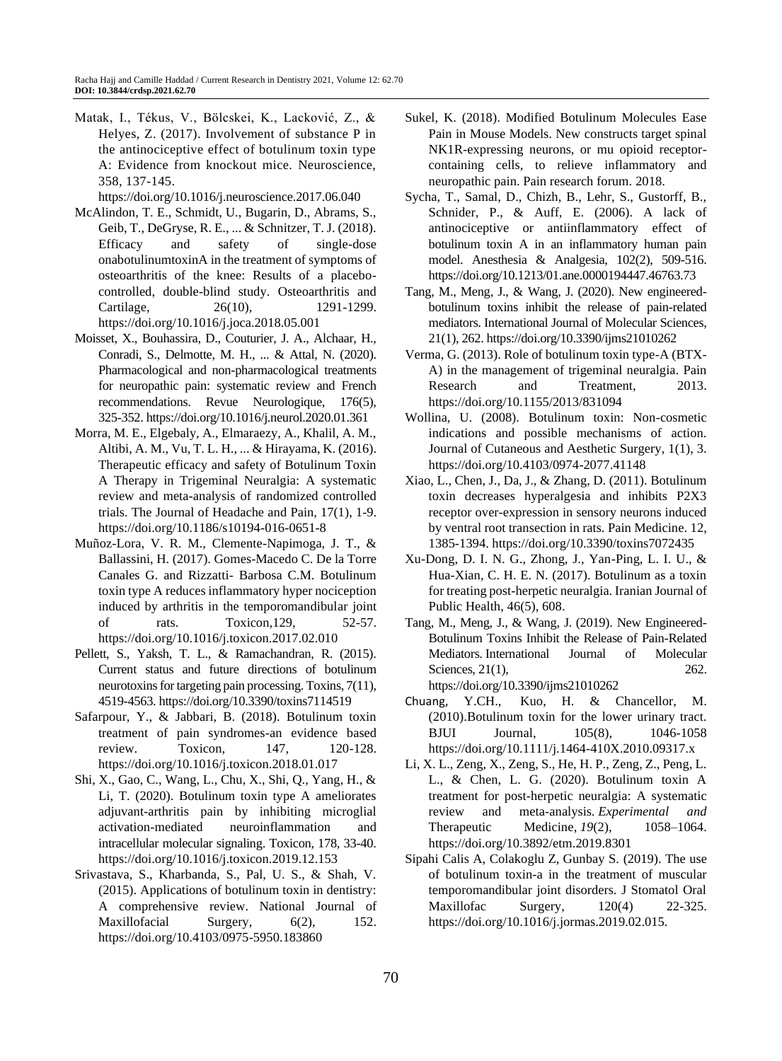Matak, I., Tékus, V., Bölcskei, K., Lacković, Z., & Helyes, Z. (2017). Involvement of substance P in the antinociceptive effect of botulinum toxin type A: Evidence from knockout mice. Neuroscience, 358, 137-145. https://doi.org/10.1016/j.neuroscience.2017.06.040

McAlindon, T. E., Schmidt, U., Bugarin, D., Abrams, S., Geib, T., DeGryse, R. E., ... & Schnitzer, T. J. (2018). Efficacy and safety of single-dose onabotulinumtoxinA in the treatment of symptoms of osteoarthritis of the knee: Results of a placebo-controlled, double-blind study. Osteoarthritis and Cartilage, 26(10), 1291-1299. https://doi.org/10.1016/j.joca.2018.05.001

Moisset, X., Bouhassira, D., Couturier, J. A., Alchaar, H., Conradi, S., Delmotte, M. H., ... & Attal, N. (2020). Pharmacological and non-pharmacological treatments for neuropathic pain: systematic review and French recommendations. Revue Neurologique, 176(5), 325-352. https://doi.org/10.1016/j.neurol.2020.01.361

Morra, M. E., Elgebaly, A., Elmaraezy, A., Khalil, A. M., Altibi, A. M., Vu, T. L. H., ... & Hirayama, K. (2016). Therapeutic efficacy and safety of Botulinum Toxin A Therapy in Trigeminal Neuralgia: A systematic review and meta-analysis of randomized controlled trials. The Journal of Headache and Pain, 17(1), 1-9. https://doi.org/10.1186/s10194-016-0651-8

Muñoz-Lora, V. R. M., Clemente-Napimoga, J. T., & Ballassini, H. (2017). Gomes-Macedo C. De la Torre Canales G. and Rizzatti- Barbosa C.M. Botulinum toxin type A reduces inflammatory hyper nociception induced by arthritis in the temporomandibular joint of rats. Toxicon,129, 52-57. https://doi.org/10.1016/j.toxicon.2017.02.010

Pellett, S., Yaksh, T. L., & Ramachandran, R. (2015). Current status and future directions of botulinum neurotoxins for targeting pain processing. Toxins, 7(11), 4519-4563. https://doi.org/10.3390/toxins7114519

Safarpour, Y., & Jabbari, B. (2018). Botulinum toxin treatment of pain syndromes-an evidence based review. Toxicon, 147, 120-128. https://doi.org/10.1016/j.toxicon.2018.01.017

Shi, X., Gao, C., Wang, L., Chu, X., Shi, Q., Yang, H., & Li, T. (2020). Botulinum toxin type A ameliorates adjuvant-arthritis pain by inhibiting microglial activation-mediated neuroinflammation and intracellular molecular signaling. Toxicon, 178, 33-40. https://doi.org/10.1016/j.toxicon.2019.12.153

Srivastava, S., Kharbanda, S., Pal, U. S., & Shah, V. (2015). Applications of botulinum toxin in dentistry: A comprehensive review. National Journal of Maxillofacial Surgery, 6(2), 152. https://doi.org/10.4103/0975-5950.183860

Sukel, K. (2018). Modified Botulinum Molecules Ease Pain in Mouse Models. New constructs target spinal NK1R-expressing neurons, or mu opioid receptor-containing cells, to relieve inflammatory and neuropathic pain. Pain research forum. 2018.

Sycha, T., Samal, D., Chizh, B., Lehr, S., Gustorff, B., Schnider, P., & Auff, E. (2006). A lack of antinociceptive or antiinflammatory effect of botulinum toxin A in an inflammatory human pain model. Anesthesia & Analgesia, 102(2), 509-516. https://doi.org/10.1213/01.ane.0000194447.46763.73

Tang, M., Meng, J., & Wang, J. (2020). New engineered-botulinum toxins inhibit the release of pain-related mediators. International Journal of Molecular Sciences, 21(1), 262. https://doi.org/10.3390/ijms21010262

Verma, G. (2013). Role of botulinum toxin type-A (BTX-A) in the management of trigeminal neuralgia. Pain Research and Treatment, 2013. https://doi.org/10.1155/2013/831094

Wollina, U. (2008). Botulinum toxin: Non-cosmetic indications and possible mechanisms of action. Journal of Cutaneous and Aesthetic Surgery, 1(1), 3. https://doi.org/10.4103/0974-2077.41148

Xiao, L., Chen, J., Da, J., & Zhang, D. (2011). Botulinum toxin decreases hyperalgesia and inhibits P2X3 receptor over-expression in sensory neurons induced by ventral root transection in rats. Pain Medicine. 12, 1385-1394. https://doi.org/10.3390/toxins7072435

Xu-Dong, D. I. N. G., Zhong, J., Yan-Ping, L. I. U., & Hua-Xian, C. H. E. N. (2017). Botulinum as a toxin for treating post-herpetic neuralgia. Iranian Journal of Public Health, 46(5), 608.

Tang, M., Meng, J., & Wang, J. (2019). New Engineered-Botulinum Toxins Inhibit the Release of Pain-Related Mediators. International Journal of Molecular Sciences, 21(1), 262. https://doi.org/10.3390/ijms21010262

Chuang, Y.CH., Kuo, H. & Chancellor, M. (2010).Botulinum toxin for the lower urinary tract. BJUI Journal, 105(8), 1046-1058 https://doi.org/10.1111/j.1464-410X.2010.09317.x

Li, X. L., Zeng, X., Zeng, S., He, H. P., Zeng, Z., Peng, L. L., & Chen, L. G. (2020). Botulinum toxin A treatment for post-herpetic neuralgia: A systematic review and meta-analysis. *Experimental and* Therapeutic Medicine, *19*(2), 1058–1064. https://doi.org/10.3892/etm.2019.8301

Sipahi Calis A, Colakoglu Z, Gunbay S. (2019). The use of botulinum toxin-a in the treatment of muscular temporomandibular joint disorders. J Stomatol Oral Maxillofac Surgery, 120(4) 22-325. https://doi.org/10.1016/j.jormas.2019.02.015.